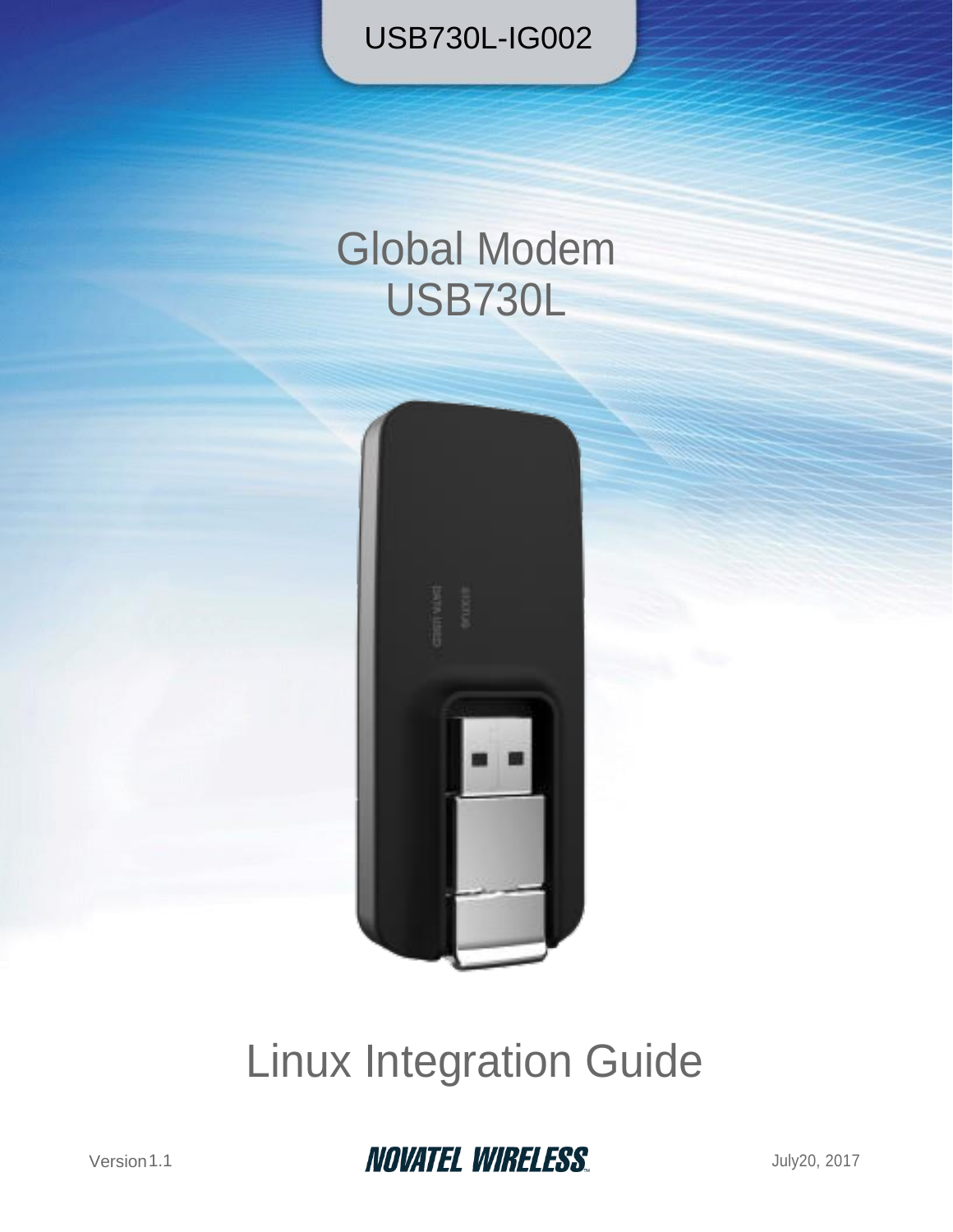USB730L-IG002

# Global Modem
# USB730L

# Linux Integration Guide

Version 1.1

NOVATEL WIRELESS

July 20, 2017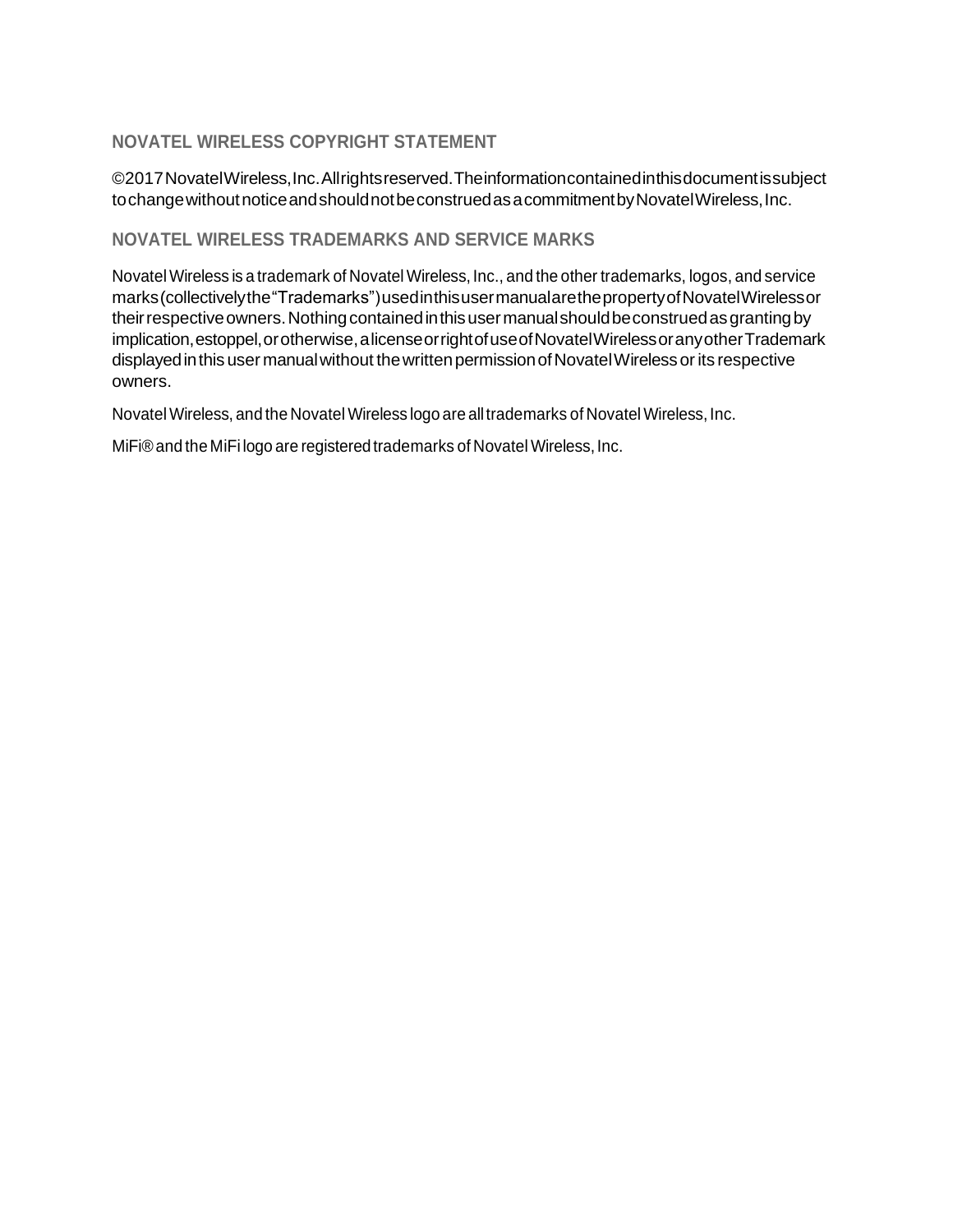## NOVATEL WIRELESS COPYRIGHT STATEMENT

©2017 Novatel Wireless, Inc. All rights reserved. The information contained in this document is subject to change without notice and should not be construed as a commitment by Novatel Wireless, Inc.

## NOVATEL WIRELESS TRADEMARKS AND SERVICE MARKS

Novatel Wireless is a trademark of Novatel Wireless, Inc., and the other trademarks, logos, and service marks (collectively the "Trademarks") used in this user manual are the property of Novatel Wireless or their respective owners. Nothing contained in this user manual should be construed as granting by implication, estoppel, or otherwise, a license or right of use of Novatel Wireless or any other Trademark displayed in this user manual without the written permission of Novatel Wireless or its respective owners.

Novatel Wireless, and the Novatel Wireless logo are all trademarks of Novatel Wireless, Inc.

MiFi® and the MiFi logo are registered trademarks of Novatel Wireless, Inc.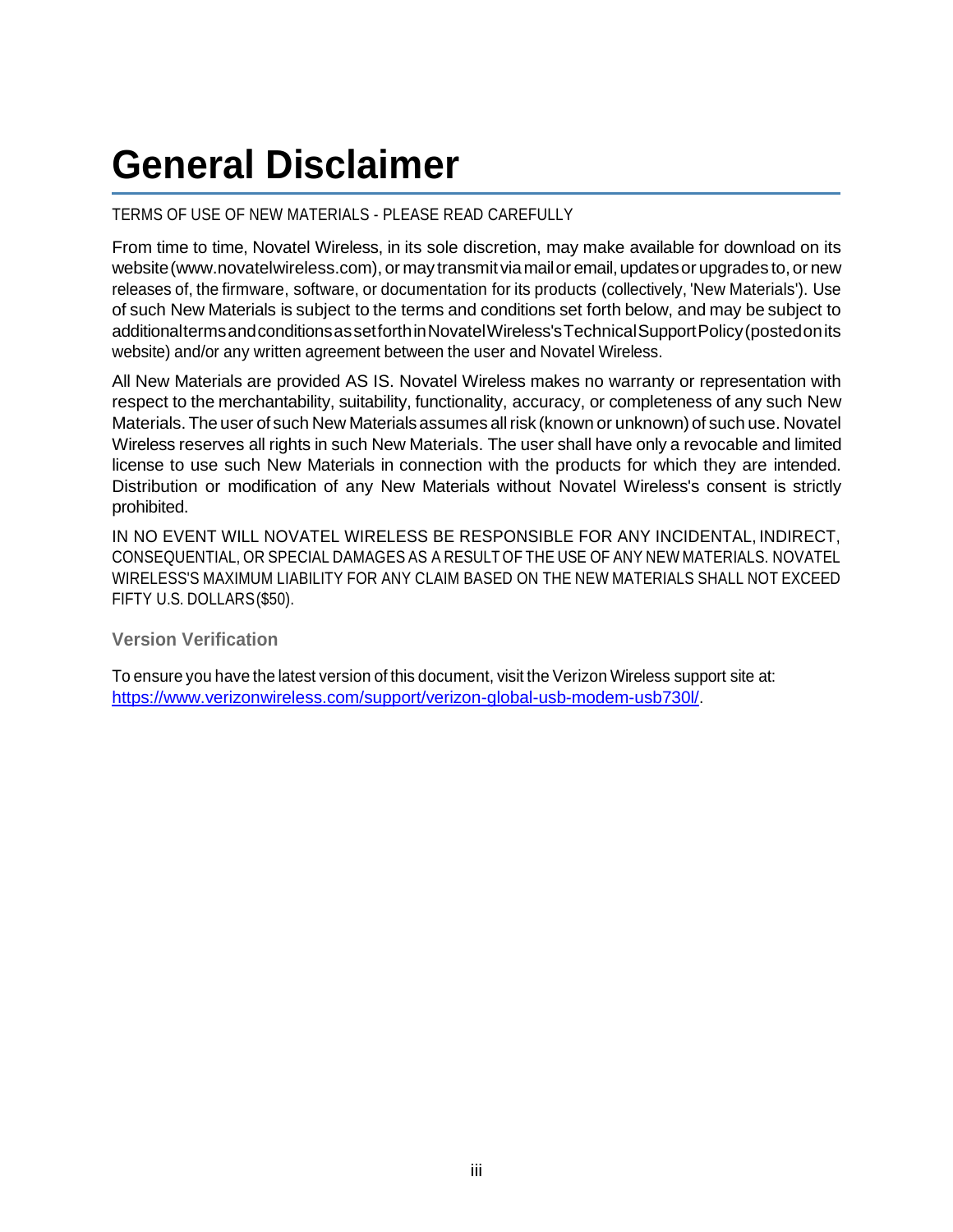# General Disclaimer

TERMS OF USE OF NEW MATERIALS - PLEASE READ CAREFULLY

From time to time, Novatel Wireless, in its sole discretion, may make available for download on its website (www.novatelwireless.com), or may transmit via mail or email, updates or upgrades to, or new releases of, the firmware, software, or documentation for its products (collectively, 'New Materials'). Use of such New Materials is subject to the terms and conditions set forth below, and may be subject to additional terms and conditions as set forth in Novatel Wireless's Technical Support Policy (posted on its website) and/or any written agreement between the user and Novatel Wireless.

All New Materials are provided AS IS. Novatel Wireless makes no warranty or representation with respect to the merchantability, suitability, functionality, accuracy, or completeness of any such New Materials. The user of such New Materials assumes all risk (known or unknown) of such use. Novatel Wireless reserves all rights in such New Materials. The user shall have only a revocable and limited license to use such New Materials in connection with the products for which they are intended. Distribution or modification of any New Materials without Novatel Wireless's consent is strictly prohibited.

IN NO EVENT WILL NOVATEL WIRELESS BE RESPONSIBLE FOR ANY INCIDENTAL, INDIRECT, CONSEQUENTIAL, OR SPECIAL DAMAGES AS A RESULT OF THE USE OF ANY NEW MATERIALS. NOVATEL WIRELESS'S MAXIMUM LIABILITY FOR ANY CLAIM BASED ON THE NEW MATERIALS SHALL NOT EXCEED FIFTY U.S. DOLLARS ($50).

### Version Verification

To ensure you have the latest version of this document, visit the Verizon Wireless support site at: https://www.verizonwireless.com/support/verizon-global-usb-modem-usb730l/.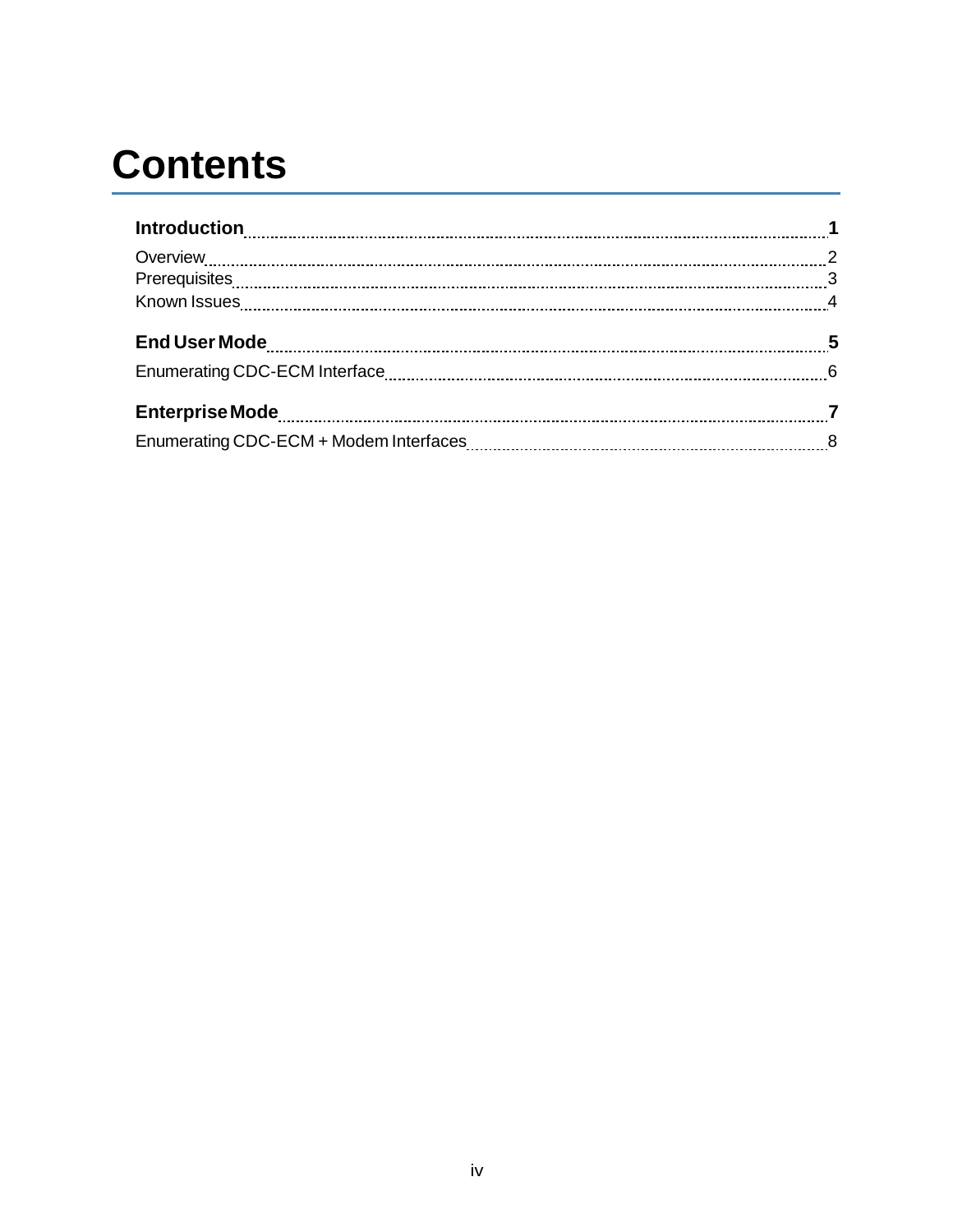# Contents

**Introduction** ........................................................................ **1**

Overview ........................................................................ 2
Prerequisites ........................................................................ 3
Known Issues ........................................................................ 4

**End User Mode** ........................................................................ **5**

Enumerating CDC-ECM Interface ........................................................................ 6

**Enterprise Mode** ........................................................................ **7**

Enumerating CDC-ECM + Modem Interfaces ........................................................................ 8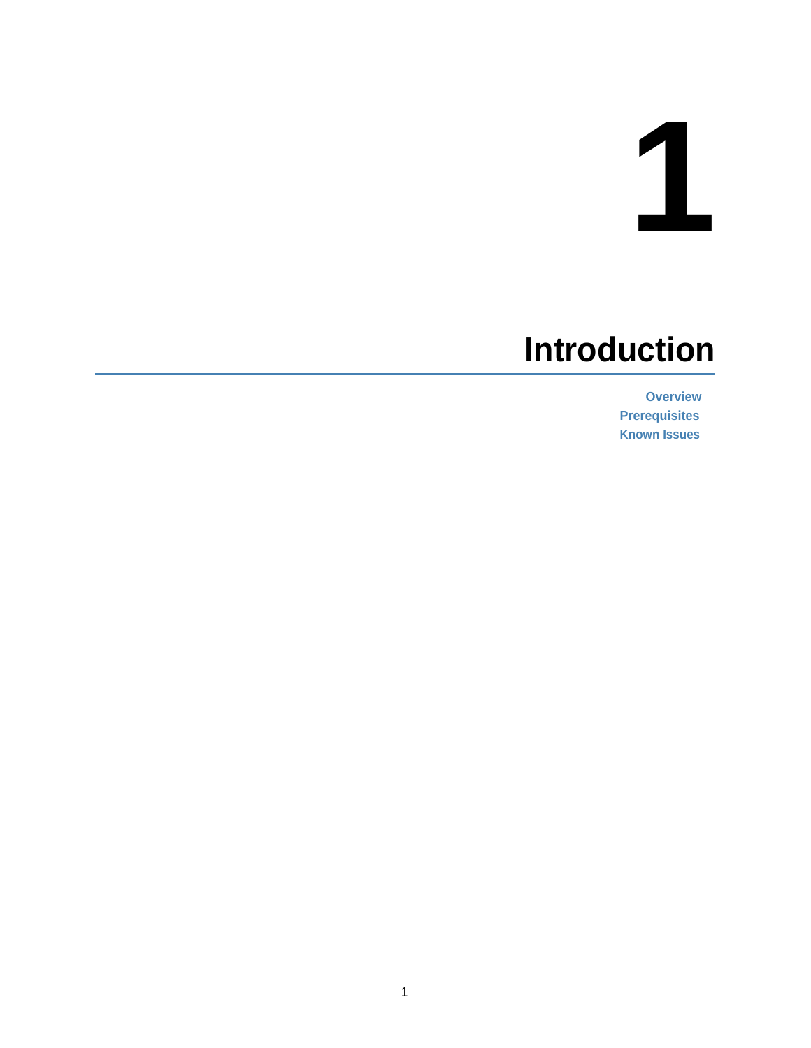# 1

# Introduction

- Overview
- Prerequisites
- Known Issues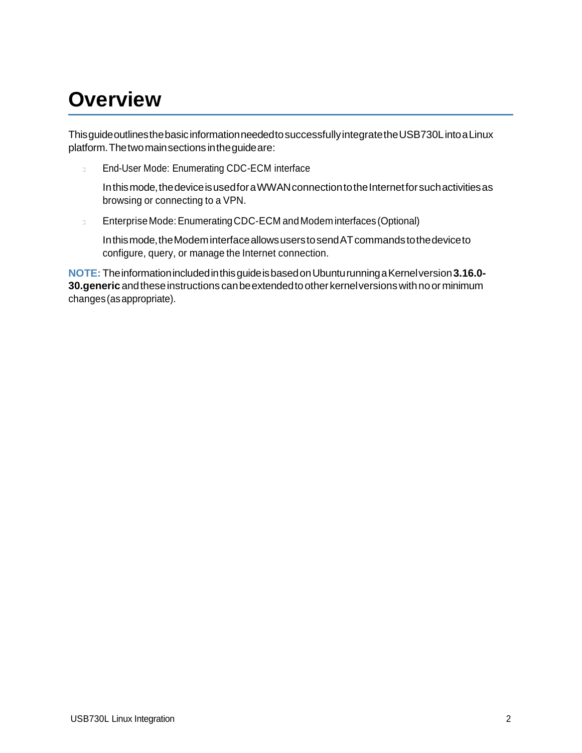# Overview

This guide outlines the basic information needed to successfully integrate the USB730L into a Linux platform. The two main sections in the guide are:

- End-User Mode: Enumerating CDC-ECM interface

  In this mode, the device is used for a WWAN connection to the Internet for such activities as browsing or connecting to a VPN.

- Enterprise Mode: Enumerating CDC-ECM and Modem interfaces (Optional)

  In this mode, the Modem interface allows users to send AT commands to the device to configure, query, or manage the Internet connection.

**NOTE:** The information included in this guide is based on Ubuntu running a Kernel version **3.16.0-30.generic** and these instructions can be extended to other kernel versions with no or minimum changes (as appropriate).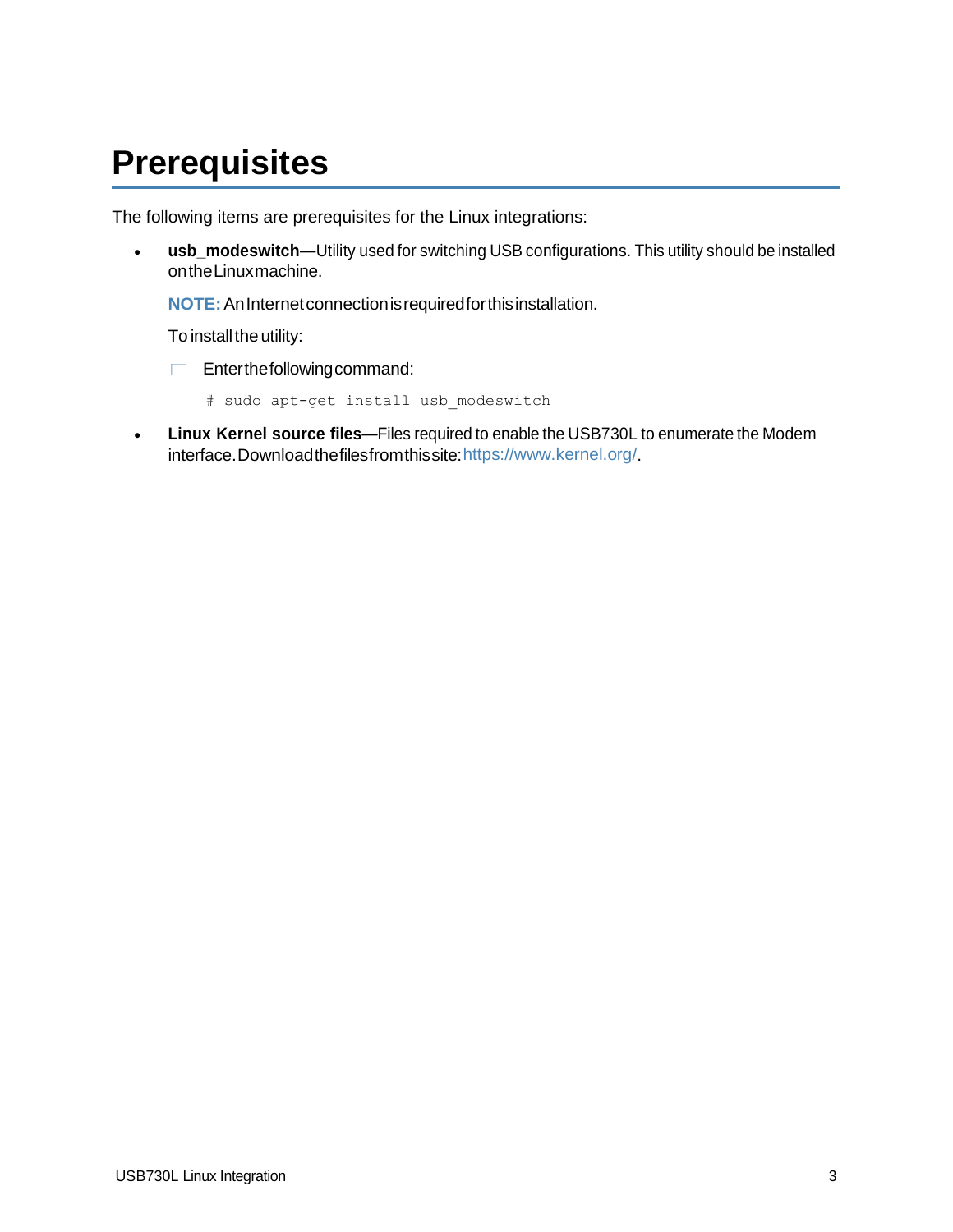# Prerequisites

The following items are prerequisites for the Linux integrations:

- **usb_modeswitch**—Utility used for switching USB configurations. This utility should be installed on the Linux machine.

  **NOTE:** An Internet connection is required for this installation.

  To install the utility:

  - Enter the following command:

    ```
    # sudo apt-get install usb_modeswitch
    ```

- **Linux Kernel source files**—Files required to enable the USB730L to enumerate the Modem interface. Download the files from this site: https://www.kernel.org/.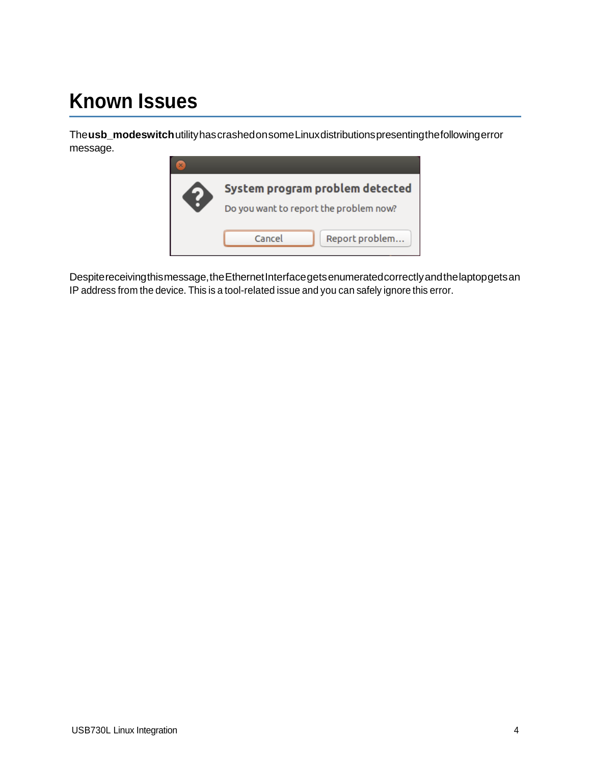# Known Issues

The **usb_modeswitch** utility has crashed on some Linux distributions presenting the following error message.

Despite receiving this message, the Ethernet Interface gets enumerated correctly and the laptop gets an IP address from the device. This is a tool-related issue and you can safely ignore this error.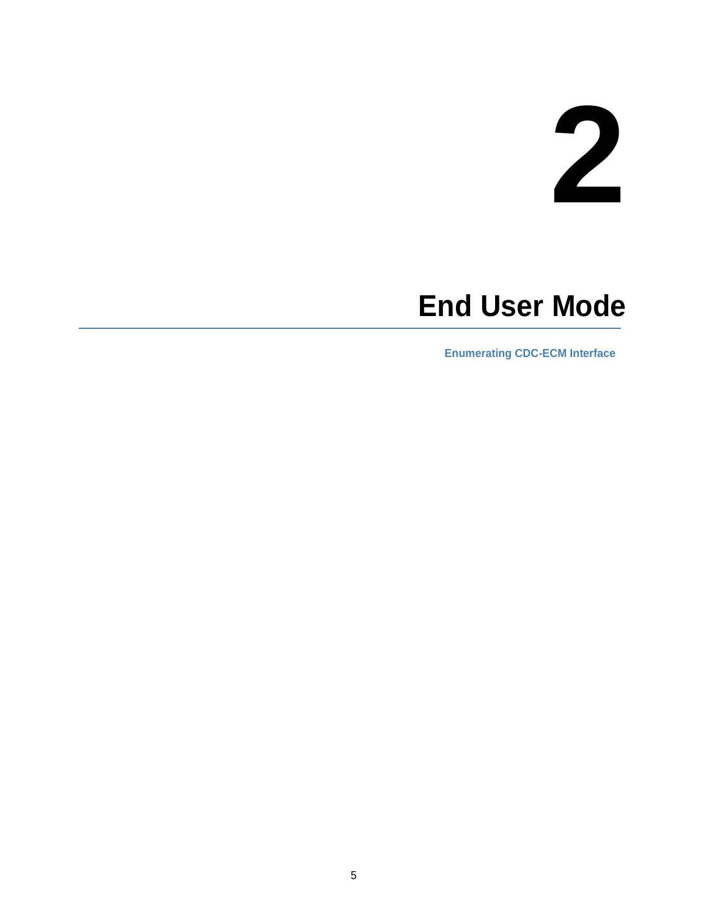# 2

# End User Mode

Enumerating CDC-ECM Interface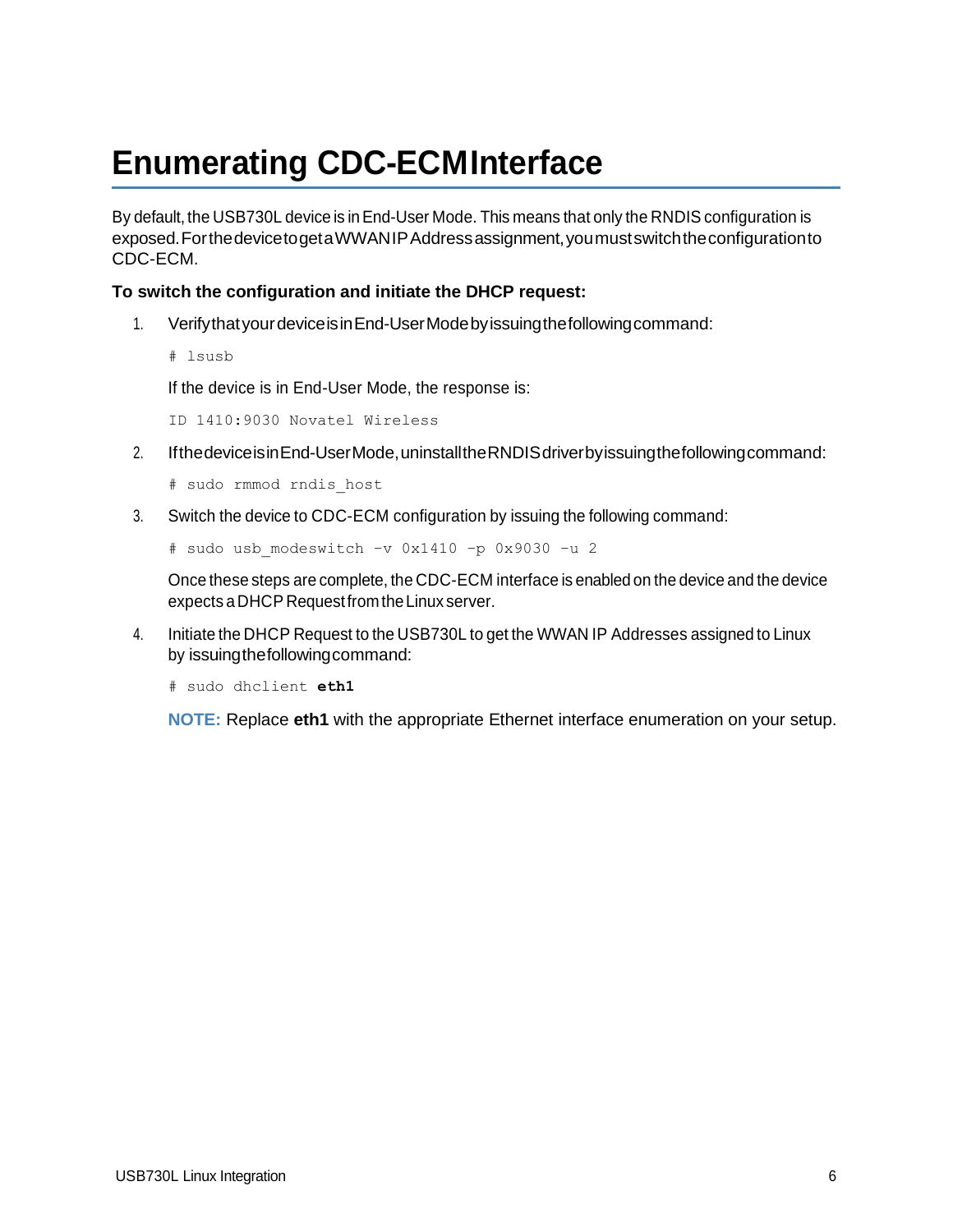# Enumerating CDC-ECM Interface

By default, the USB730L device is in End-User Mode. This means that only the RNDIS configuration is exposed. For the device to get a WWAN IP Address assignment, you must switch the configuration to CDC-ECM.

**To switch the configuration and initiate the DHCP request:**

1. Verify that your device is in End-User Mode by issuing the following command:

   ```
   # lsusb
   ```

   If the device is in End-User Mode, the response is:

   ```
   ID 1410:9030 Novatel Wireless
   ```

2. If the device is in End-User Mode, uninstall the RNDIS driver by issuing the following command:

   ```
   # sudo rmmod rndis_host
   ```

3. Switch the device to CDC-ECM configuration by issuing the following command:

   ```
   # sudo usb_modeswitch –v 0x1410 –p 0x9030 –u 2
   ```

   Once these steps are complete, the CDC-ECM interface is enabled on the device and the device expects a DHCP Request from the Linux server.

4. Initiate the DHCP Request to the USB730L to get the WWAN IP Addresses assigned to Linux by issuing the following command:

   ```
   # sudo dhclient eth1
   ```

   **NOTE:** Replace **eth1** with the appropriate Ethernet interface enumeration on your setup.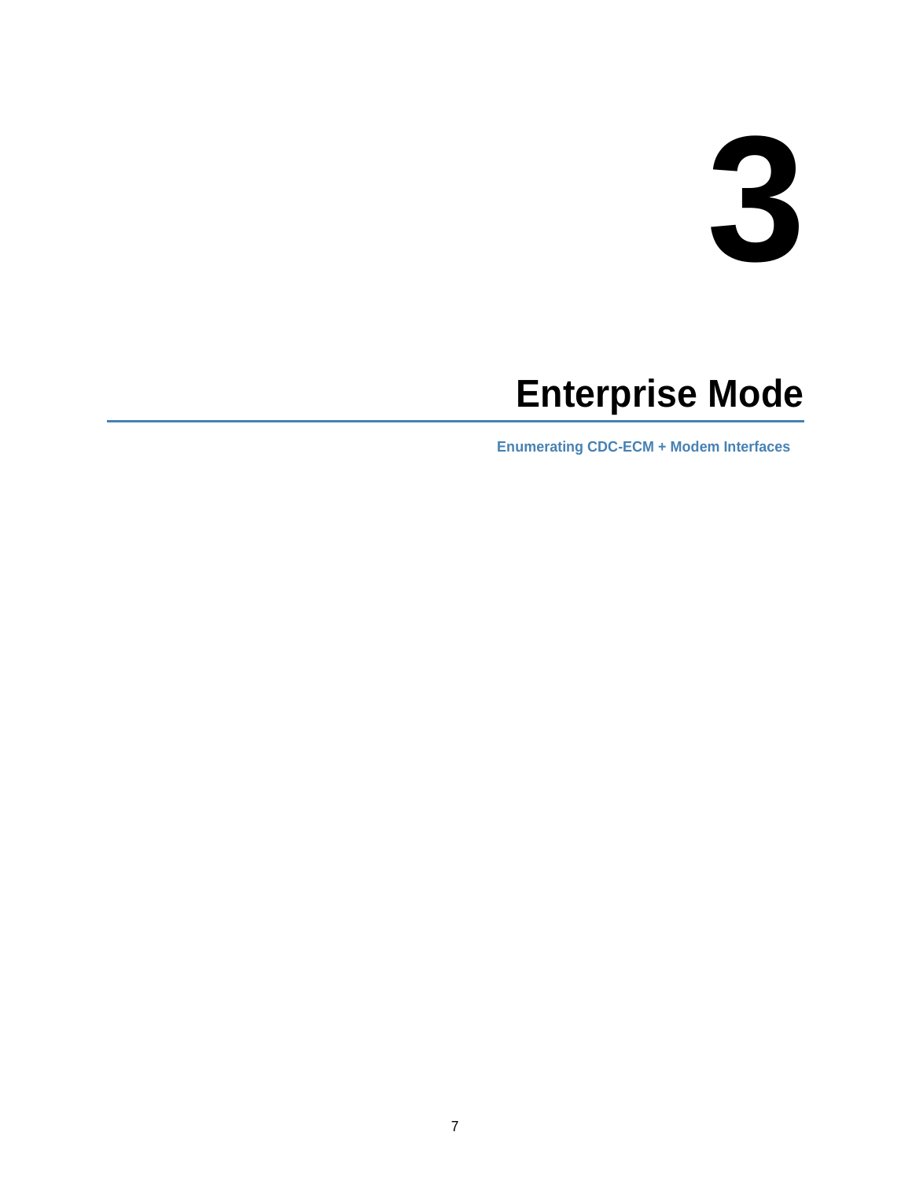# 3

# Enterprise Mode

Enumerating CDC-ECM + Modem Interfaces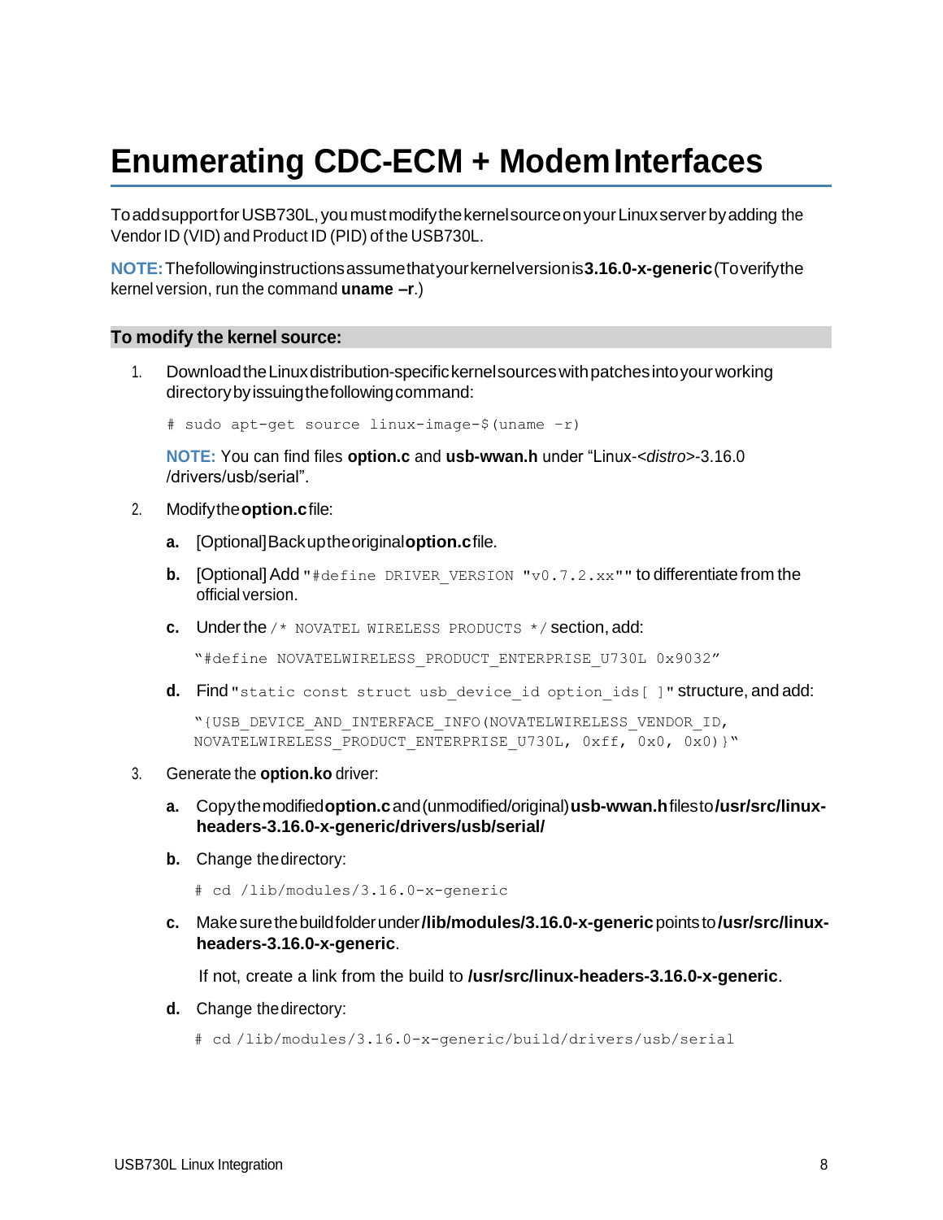# Enumerating CDC-ECM + Modem Interfaces

To add support for USB730L, you must modify the kernel source on your Linux server by adding the Vendor ID (VID) and Product ID (PID) of the USB730L.

**NOTE:** The following instructions assume that your kernel version is **3.16.0-x-generic** (To verify the kernel version, run the command **uname –r**.)

**To modify the kernel source:**

1. Download the Linux distribution-specific kernel sources with patches into your working directory by issuing the following command:

   ```
   # sudo apt-get source linux-image-$(uname –r)
   ```

   **NOTE:** You can find files **option.c** and **usb-wwan.h** under "Linux-<*distro*>-3.16.0 /drivers/usb/serial".

2. Modify the **option.c** file:

   **a.** [Optional] Backup the original **option.c** file.

   **b.** [Optional] Add `"#define DRIVER_VERSION "v0.7.2.xx""` to differentiate from the official version.

   **c.** Under the `/* NOVATEL WIRELESS PRODUCTS */` section, add:

   ```
   "#define NOVATELWIRELESS_PRODUCT_ENTERPRISE_U730L 0x9032"
   ```

   **d.** Find `"static const struct usb_device_id option_ids[ ]"` structure, and add:

   ```
   "{USB_DEVICE_AND_INTERFACE_INFO(NOVATELWIRELESS_VENDOR_ID,
   NOVATELWIRELESS_PRODUCT_ENTERPRISE_U730L, 0xff, 0x0, 0x0)}"
   ```

3. Generate the **option.ko** driver:

   **a.** Copy the modified **option.c** and (unmodified/original) **usb-wwan.h** files to **/usr/src/linux-headers-3.16.0-x-generic/drivers/usb/serial/**

   **b.** Change the directory:

   ```
   # cd /lib/modules/3.16.0-x-generic
   ```

   **c.** Make sure the build folder under **/lib/modules/3.16.0-x-generic** points to **/usr/src/linux-headers-3.16.0-x-generic**.

   If not, create a link from the build to **/usr/src/linux-headers-3.16.0-x-generic**.

   **d.** Change the directory:

   ```
   # cd /lib/modules/3.16.0-x-generic/build/drivers/usb/serial
   ```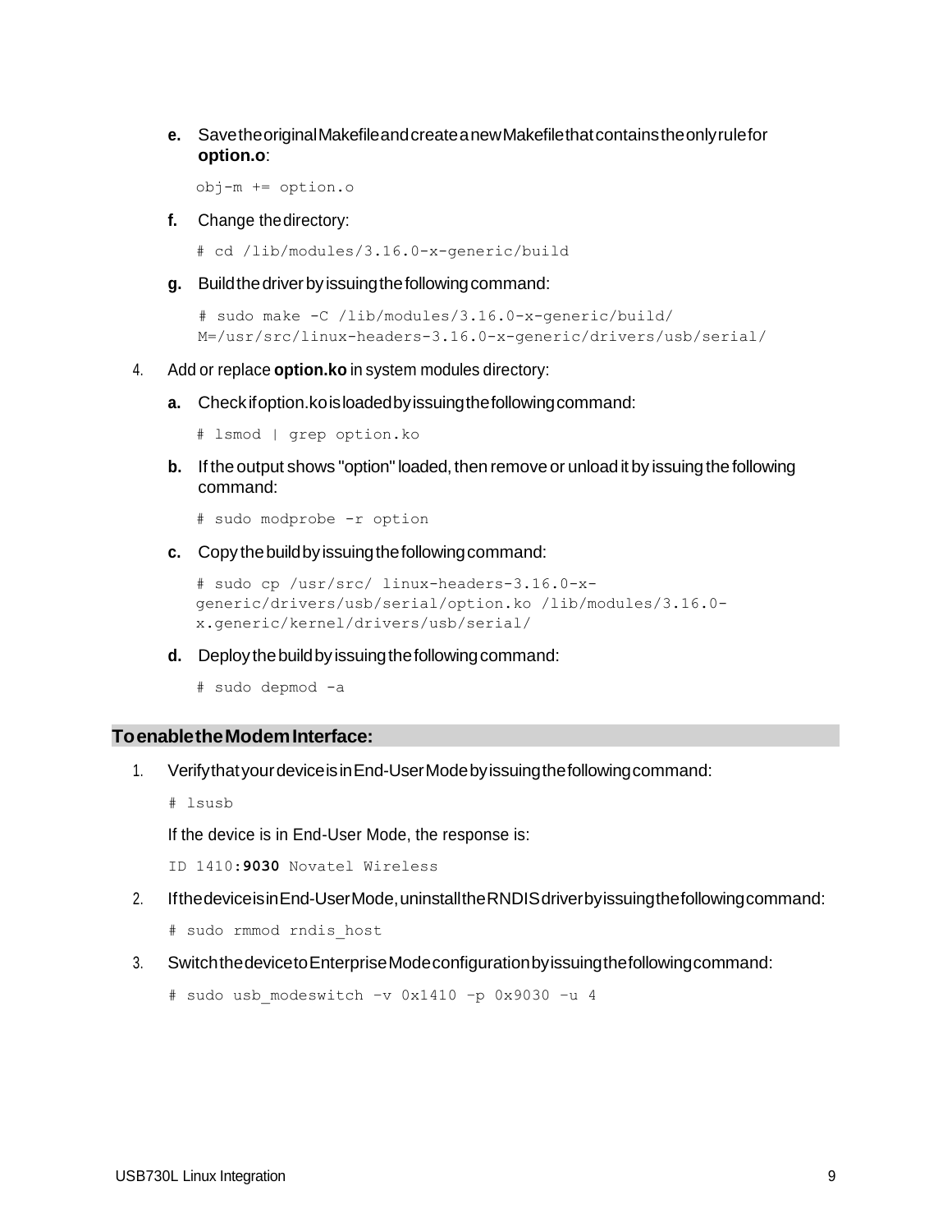e. Save the original Makefile and create a new Makefile that contains the only rule for **option.o**:

```
obj-m += option.o
```

f. Change the directory:

```
# cd /lib/modules/3.16.0-x-generic/build
```

g. Build the driver by issuing the following command:

```
# sudo make -C /lib/modules/3.16.0-x-generic/build/
M=/usr/src/linux-headers-3.16.0-x-generic/drivers/usb/serial/
```

4. Add or replace **option.ko** in system modules directory:

   a. Check if option.ko is loaded by issuing the following command:

   ```
   # lsmod | grep option.ko
   ```

   b. If the output shows "option" loaded, then remove or unload it by issuing the following command:

   ```
   # sudo modprobe -r option
   ```

   c. Copy the build by issuing the following command:

   ```
   # sudo cp /usr/src/ linux-headers-3.16.0-x-
   generic/drivers/usb/serial/option.ko /lib/modules/3.16.0-
   x.generic/kernel/drivers/usb/serial/
   ```

   d. Deploy the build by issuing the following command:

   ```
   # sudo depmod -a
   ```

## To enable the Modem Interface:

1. Verify that your device is in End-User Mode by issuing the following command:

   ```
   # lsusb
   ```

   If the device is in End-User Mode, the response is:

   ```
   ID 1410:9030 Novatel Wireless
   ```

2. If the device is in End-User Mode, uninstall the RNDIS driver by issuing the following command:

   ```
   # sudo rmmod rndis_host
   ```

3. Switch the device to Enterprise Mode configuration by issuing the following command:

   ```
   # sudo usb_modeswitch –v 0x1410 –p 0x9030 –u 4
   ```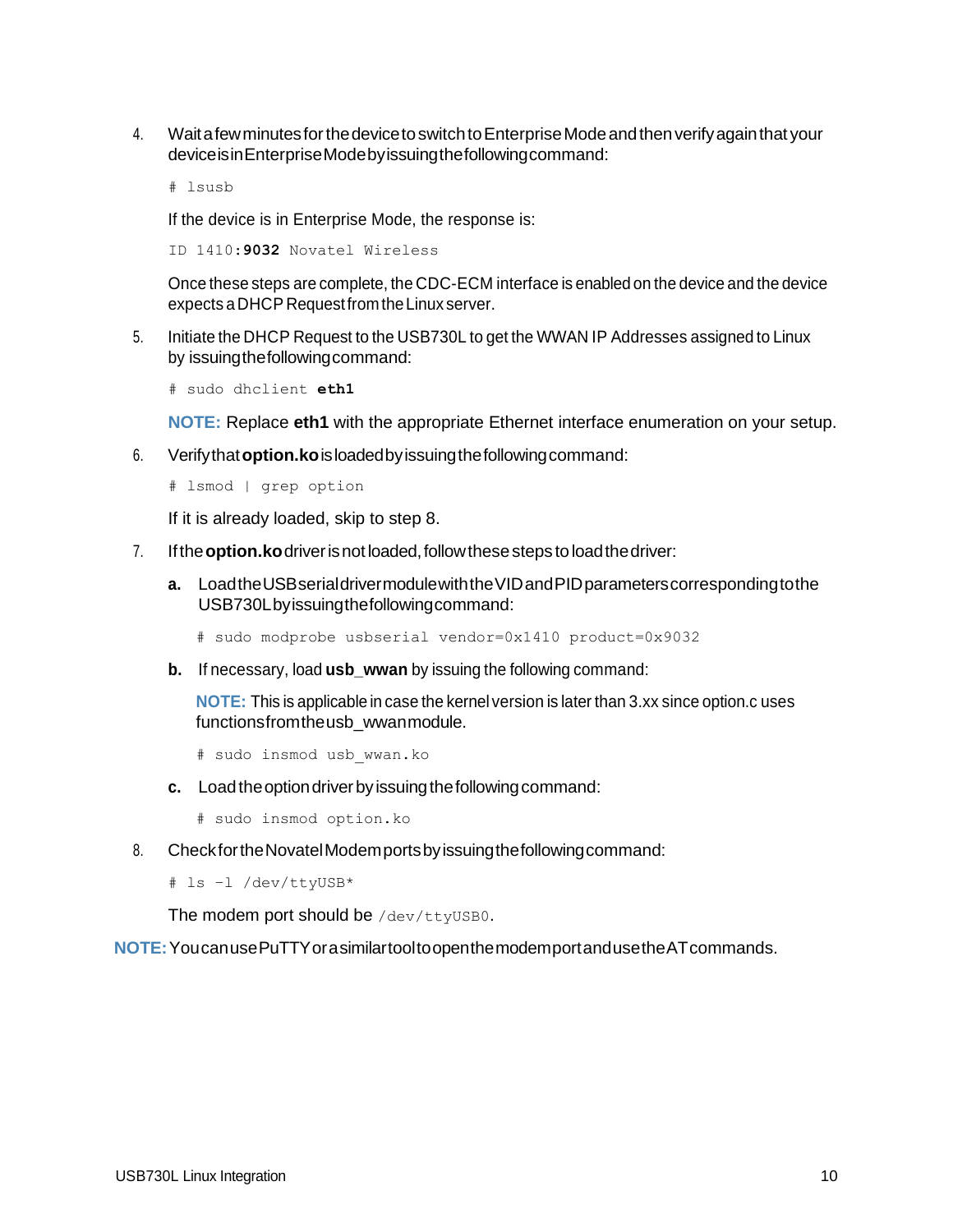4. Wait a few minutes for the device to switch to Enterprise Mode and then verify again that your device is in Enterprise Mode by issuing the following command:

   ```
   # lsusb
   ```

   If the device is in Enterprise Mode, the response is:

   ```
   ID 1410:9032 Novatel Wireless
   ```

   Once these steps are complete, the CDC-ECM interface is enabled on the device and the device expects a DHCP Request from the Linux server.

5. Initiate the DHCP Request to the USB730L to get the WWAN IP Addresses assigned to Linux by issuing the following command:

   ```
   # sudo dhclient eth1
   ```

   **NOTE:** Replace **eth1** with the appropriate Ethernet interface enumeration on your setup.

6. Verify that **option.ko** is loaded by issuing the following command:

   ```
   # lsmod | grep option
   ```

   If it is already loaded, skip to step 8.

7. If the **option.ko** driver is not loaded, follow these steps to load the driver:

   **a.** Load the USB serial driver module with the VID and PID parameters corresponding to the USB730L by issuing the following command:

   ```
   # sudo modprobe usbserial vendor=0x1410 product=0x9032
   ```

   **b.** If necessary, load **usb_wwan** by issuing the following command:

   **NOTE:** This is applicable in case the kernel version is later than 3.xx since option.c uses functions from the usb_wwan module.

   ```
   # sudo insmod usb_wwan.ko
   ```

   **c.** Load the option driver by issuing the following command:

   ```
   # sudo insmod option.ko
   ```

8. Check for the Novatel Modem ports by issuing the following command:

   ```
   # ls -l /dev/ttyUSB*
   ```

   The modem port should be `/dev/ttyUSB0`.

**NOTE:** You can use PuTTY or a similar tool to open the modem port and use the AT commands.